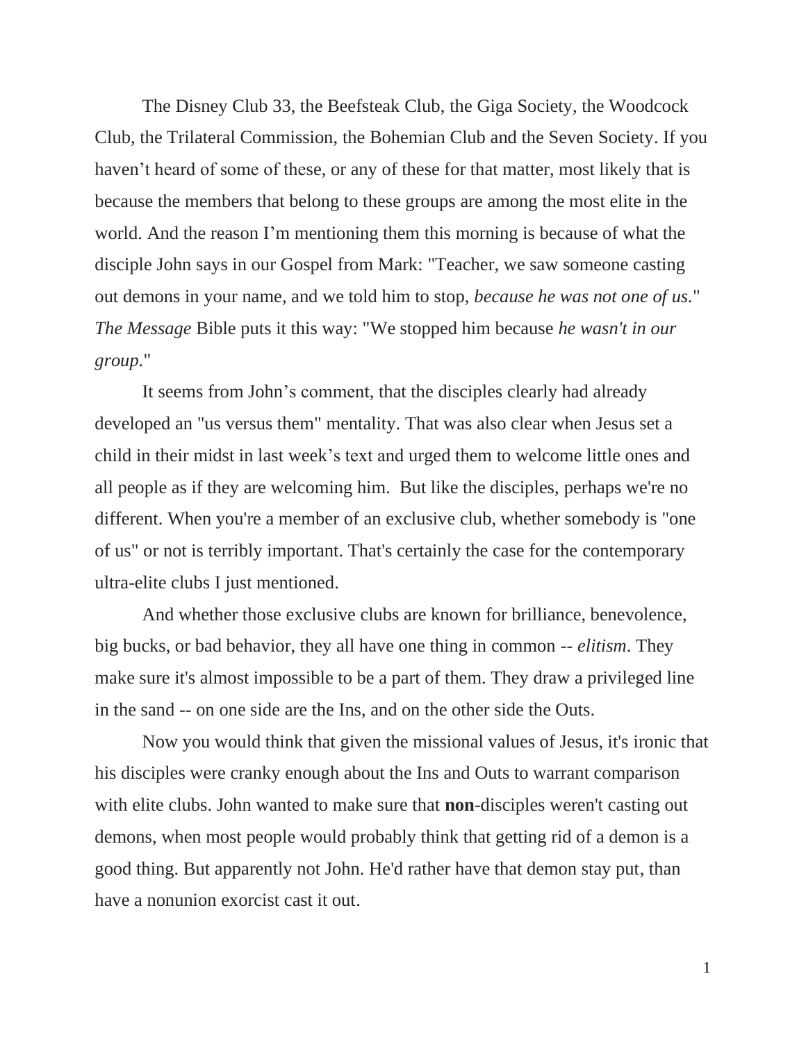The Disney Club 33, the Beefsteak Club, the Giga Society, the Woodcock Club, the Trilateral Commission, the Bohemian Club and the Seven Society. If you haven't heard of some of these, or any of these for that matter, most likely that is because the members that belong to these groups are among the most elite in the world. And the reason I'm mentioning them this morning is because of what the disciple John says in our Gospel from Mark: "Teacher, we saw someone casting out demons in your name, and we told him to stop, *because he was not one of us.*" *The Message* Bible puts it this way: "We stopped him because *he wasn't in our group.*"

It seems from John's comment, that the disciples clearly had already developed an "us versus them" mentality. That was also clear when Jesus set a child in their midst in last week's text and urged them to welcome little ones and all people as if they are welcoming him. But like the disciples, perhaps we're no different. When you're a member of an exclusive club, whether somebody is "one of us" or not is terribly important. That's certainly the case for the contemporary ultra-elite clubs I just mentioned.

And whether those exclusive clubs are known for brilliance, benevolence, big bucks, or bad behavior, they all have one thing in common -- *elitism*. They make sure it's almost impossible to be a part of them. They draw a privileged line in the sand -- on one side are the Ins, and on the other side the Outs.

Now you would think that given the missional values of Jesus, it's ironic that his disciples were cranky enough about the Ins and Outs to warrant comparison with elite clubs. John wanted to make sure that **non**-disciples weren't casting out demons, when most people would probably think that getting rid of a demon is a good thing. But apparently not John. He'd rather have that demon stay put, than have a nonunion exorcist cast it out.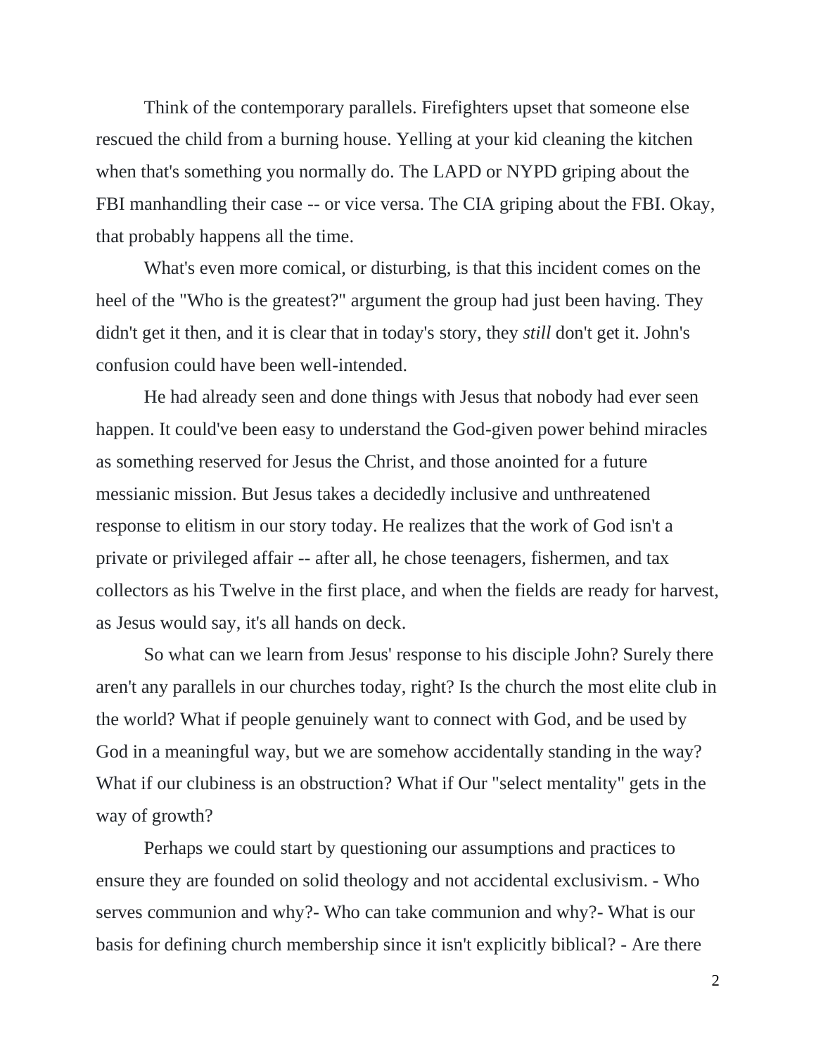Think of the contemporary parallels. Firefighters upset that someone else rescued the child from a burning house. Yelling at your kid cleaning the kitchen when that's something you normally do. The LAPD or NYPD griping about the FBI manhandling their case -- or vice versa. The CIA griping about the FBI. Okay, that probably happens all the time.

What's even more comical, or disturbing, is that this incident comes on the heel of the "Who is the greatest?" argument the group had just been having. They didn't get it then, and it is clear that in today's story, they *still* don't get it. John's confusion could have been well-intended.

He had already seen and done things with Jesus that nobody had ever seen happen. It could've been easy to understand the God-given power behind miracles as something reserved for Jesus the Christ, and those anointed for a future messianic mission. But Jesus takes a decidedly inclusive and unthreatened response to elitism in our story today. He realizes that the work of God isn't a private or privileged affair -- after all, he chose teenagers, fishermen, and tax collectors as his Twelve in the first place, and when the fields are ready for harvest, as Jesus would say, it's all hands on deck.

So what can we learn from Jesus' response to his disciple John? Surely there aren't any parallels in our churches today, right? Is the church the most elite club in the world? What if people genuinely want to connect with God, and be used by God in a meaningful way, but we are somehow accidentally standing in the way? What if our clubiness is an obstruction? What if Our "select mentality" gets in the way of growth?

Perhaps we could start by questioning our assumptions and practices to ensure they are founded on solid theology and not accidental exclusivism. - Who serves communion and why?- Who can take communion and why?- What is our basis for defining church membership since it isn't explicitly biblical? - Are there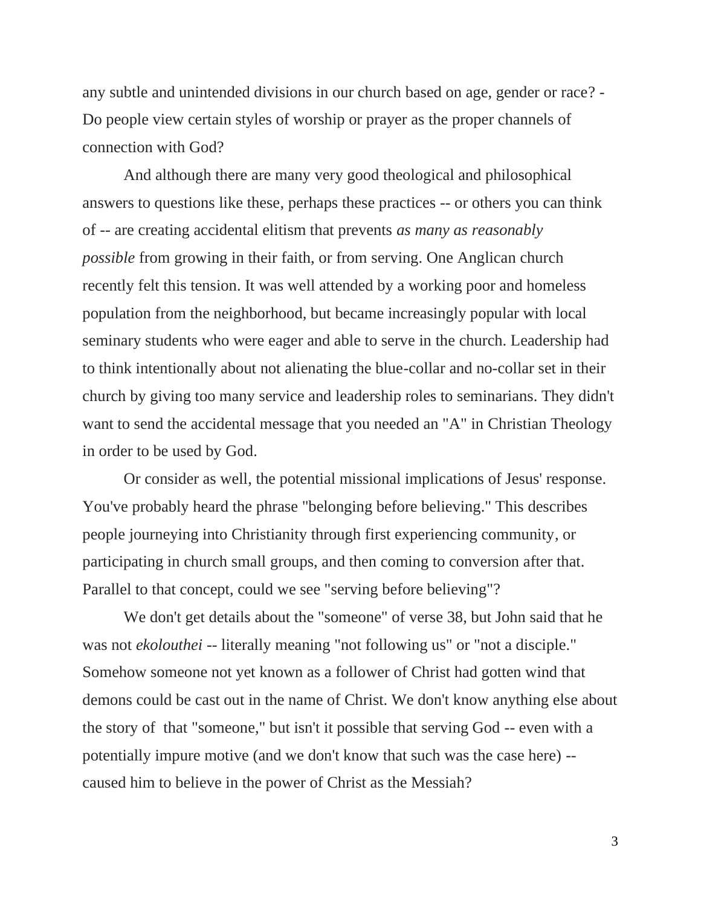any subtle and unintended divisions in our church based on age, gender or race? - Do people view certain styles of worship or prayer as the proper channels of connection with God?

And although there are many very good theological and philosophical answers to questions like these, perhaps these practices -- or others you can think of -- are creating accidental elitism that prevents *as many as reasonably possible* from growing in their faith, or from serving. One Anglican church recently felt this tension. It was well attended by a working poor and homeless population from the neighborhood, but became increasingly popular with local seminary students who were eager and able to serve in the church. Leadership had to think intentionally about not alienating the blue-collar and no-collar set in their church by giving too many service and leadership roles to seminarians. They didn't want to send the accidental message that you needed an "A" in Christian Theology in order to be used by God.

Or consider as well, the potential missional implications of Jesus' response. You've probably heard the phrase "belonging before believing." This describes people journeying into Christianity through first experiencing community, or participating in church small groups, and then coming to conversion after that. Parallel to that concept, could we see "serving before believing"?

We don't get details about the "someone" of verse 38, but John said that he was not *ekolouthei* -- literally meaning "not following us" or "not a disciple." Somehow someone not yet known as a follower of Christ had gotten wind that demons could be cast out in the name of Christ. We don't know anything else about the story of that "someone," but isn't it possible that serving God -- even with a potentially impure motive (and we don't know that such was the case here) -- caused him to believe in the power of Christ as the Messiah?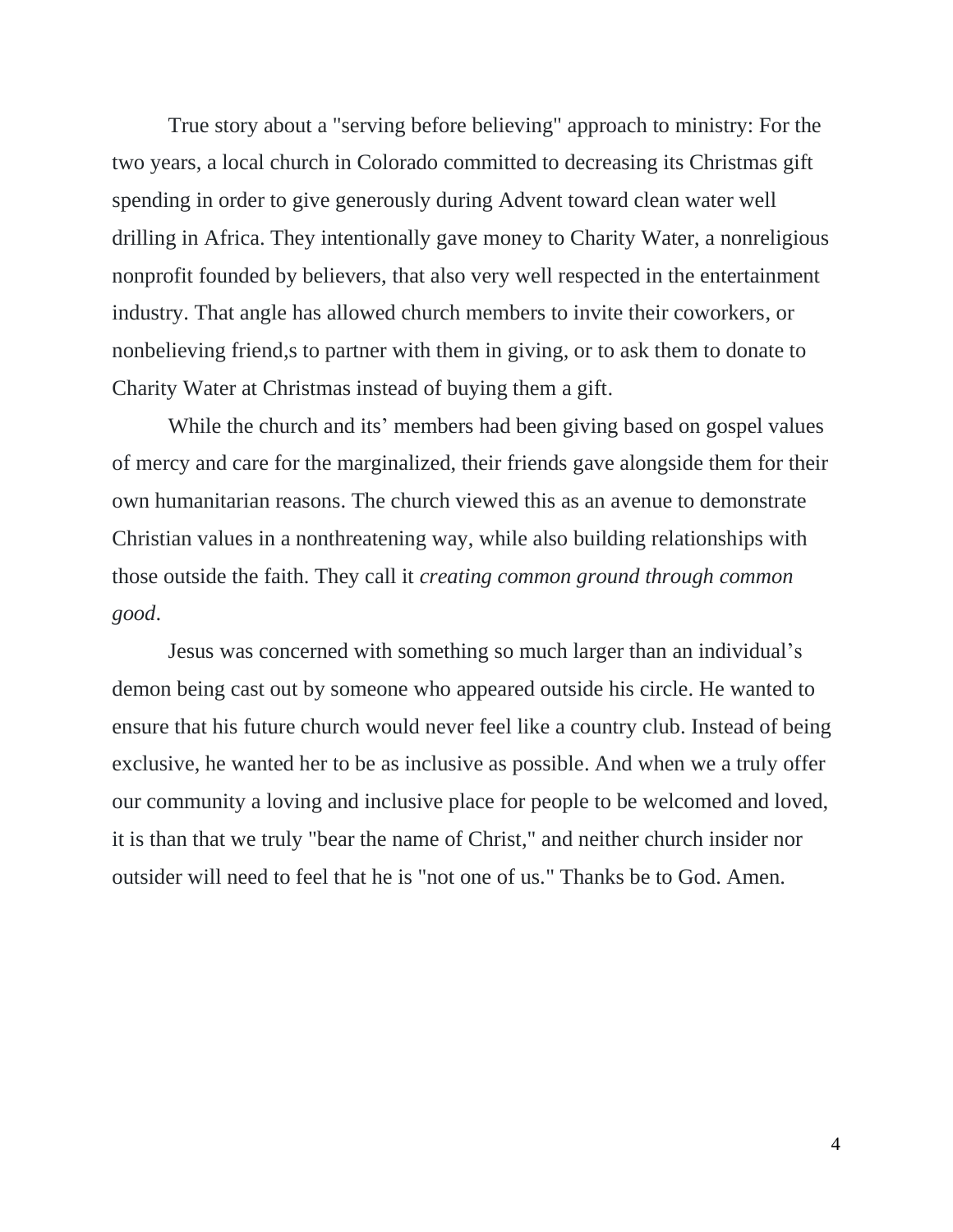True story about a "serving before believing" approach to ministry: For the two years, a local church in Colorado committed to decreasing its Christmas gift spending in order to give generously during Advent toward clean water well drilling in Africa. They intentionally gave money to Charity Water, a nonreligious nonprofit founded by believers, that also very well respected in the entertainment industry. That angle has allowed church members to invite their coworkers, or nonbelieving friend,s to partner with them in giving, or to ask them to donate to Charity Water at Christmas instead of buying them a gift.

While the church and its' members had been giving based on gospel values of mercy and care for the marginalized, their friends gave alongside them for their own humanitarian reasons. The church viewed this as an avenue to demonstrate Christian values in a nonthreatening way, while also building relationships with those outside the faith. They call it *creating common ground through common good*.

Jesus was concerned with something so much larger than an individual's demon being cast out by someone who appeared outside his circle. He wanted to ensure that his future church would never feel like a country club. Instead of being exclusive, he wanted her to be as inclusive as possible. And when we a truly offer our community a loving and inclusive place for people to be welcomed and loved, it is than that we truly "bear the name of Christ," and neither church insider nor outsider will need to feel that he is "not one of us." Thanks be to God. Amen.